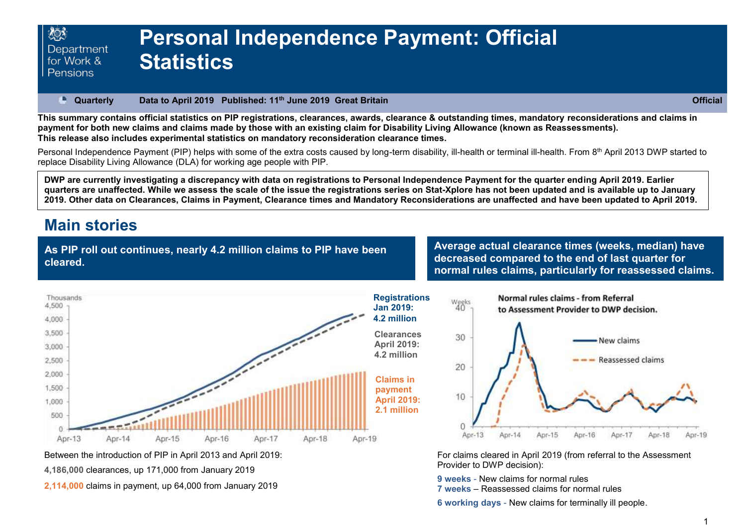# Personal Independence Payment: Official Statistics

Department for Work & Pensions

**Quarterly** | **Data to April 2019** | **Published: 11th June 2019** | **Great Britain** | **Official**

**This summary contains official statistics on PIP registrations, clearances, awards, clearance & outstanding times, mandatory reconsiderations and claims in payment for both new claims and claims made by those with an existing claim for Disability Living Allowance (known as Reassessments).**
**This release also includes experimental statistics on mandatory reconsideration clearance times.**

Personal Independence Payment (PIP) helps with some of the extra costs caused by long-term disability, ill-health or terminal ill-health. From 8th April 2013 DWP started to replace Disability Living Allowance (DLA) for working age people with PIP.

**DWP are currently investigating a discrepancy with data on registrations to Personal Independence Payment for the quarter ending April 2019. Earlier quarters are unaffected. While we assess the scale of the issue the registrations series on Stat-Xplore has not been updated and is available up to January 2019. Other data on Clearances, Claims in Payment, Clearance times and Mandatory Reconsiderations are unaffected and have been updated to April 2019.**

## Main stories

### As PIP roll out continues, nearly 4.2 million claims to PIP have been cleared.

**Registrations Jan 2019: 4.2 million**

**Clearances April 2019: 4.2 million**

**Claims in payment April 2019: 2.1 million**

Between the introduction of PIP in April 2013 and April 2019:

**4,186,000** clearances, up 171,000 from January 2019

**2,114,000** claims in payment, up 64,000 from January 2019

### Average actual clearance times (weeks, median) have decreased compared to the end of last quarter for normal rules claims, particularly for reassessed claims.

**Normal rules claims - from Referral to Assessment Provider to DWP decision.**

For claims cleared in April 2019 (from referral to the Assessment Provider to DWP decision):

**9 weeks** - New claims for normal rules
**7 weeks** – Reassessed claims for normal rules

**6 working days** - New claims for terminally ill people.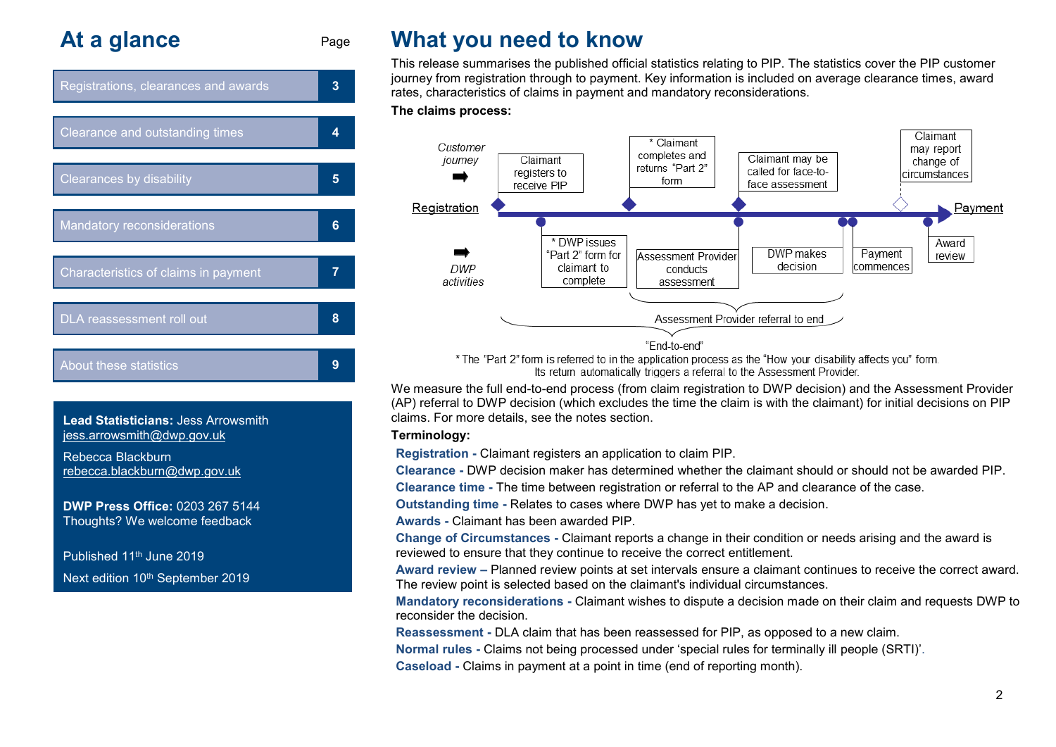## At a glance

| | Page |
|---|---|
| Registrations, clearances and awards | 3 |
| Clearance and outstanding times | 4 |
| Clearances by disability | 5 |
| Mandatory reconsiderations | 6 |
| Characteristics of claims in payment | 7 |
| DLA reassessment roll out | 8 |
| About these statistics | 9 |

**Lead Statisticians:** Jess Arrowsmith
jess.arrowsmith@dwp.gov.uk

Rebecca Blackburn
rebecca.blackburn@dwp.gov.uk

**DWP Press Office:** 0203 267 5144
Thoughts? We welcome feedback

Published 11th June 2019
Next edition 10th September 2019

# What you need to know

This release summarises the published official statistics relating to PIP. The statistics cover the PIP customer journey from registration through to payment. Key information is included on average clearance times, award rates, characteristics of claims in payment and mandatory reconsiderations.

**The claims process:**

*Customer journey*: Registration → Claimant registers to receive PIP → * Claimant completes and returns "Part 2" form → Claimant may be called for face-to-face assessment → Claimant may report change of circumstances → Payment

*DWP activities*: * DWP issues "Part 2" form for claimant to complete → Assessment Provider conducts assessment → DWP makes decision → Payment commences → Award review

Assessment Provider referral to end

"End-to-end"

* The "Part 2" form is referred to in the application process as the "How your disability affects you" form. Its return automatically triggers a referral to the Assessment Provider.

We measure the full end-to-end process (from claim registration to DWP decision) and the Assessment Provider (AP) referral to DWP decision (which excludes the time the claim is with the claimant) for initial decisions on PIP claims. For more details, see the notes section.

**Terminology:**

**Registration -** Claimant registers an application to claim PIP.

**Clearance -** DWP decision maker has determined whether the claimant should or should not be awarded PIP.

**Clearance time -** The time between registration or referral to the AP and clearance of the case.

**Outstanding time -** Relates to cases where DWP has yet to make a decision.

**Awards -** Claimant has been awarded PIP.

**Change of Circumstances -** Claimant reports a change in their condition or needs arising and the award is reviewed to ensure that they continue to receive the correct entitlement.

**Award review –** Planned review points at set intervals ensure a claimant continues to receive the correct award. The review point is selected based on the claimant's individual circumstances.

**Mandatory reconsiderations -** Claimant wishes to dispute a decision made on their claim and requests DWP to reconsider the decision.

**Reassessment -** DLA claim that has been reassessed for PIP, as opposed to a new claim.

**Normal rules -** Claims not being processed under 'special rules for terminally ill people (SRTI)'.

**Caseload -** Claims in payment at a point in time (end of reporting month).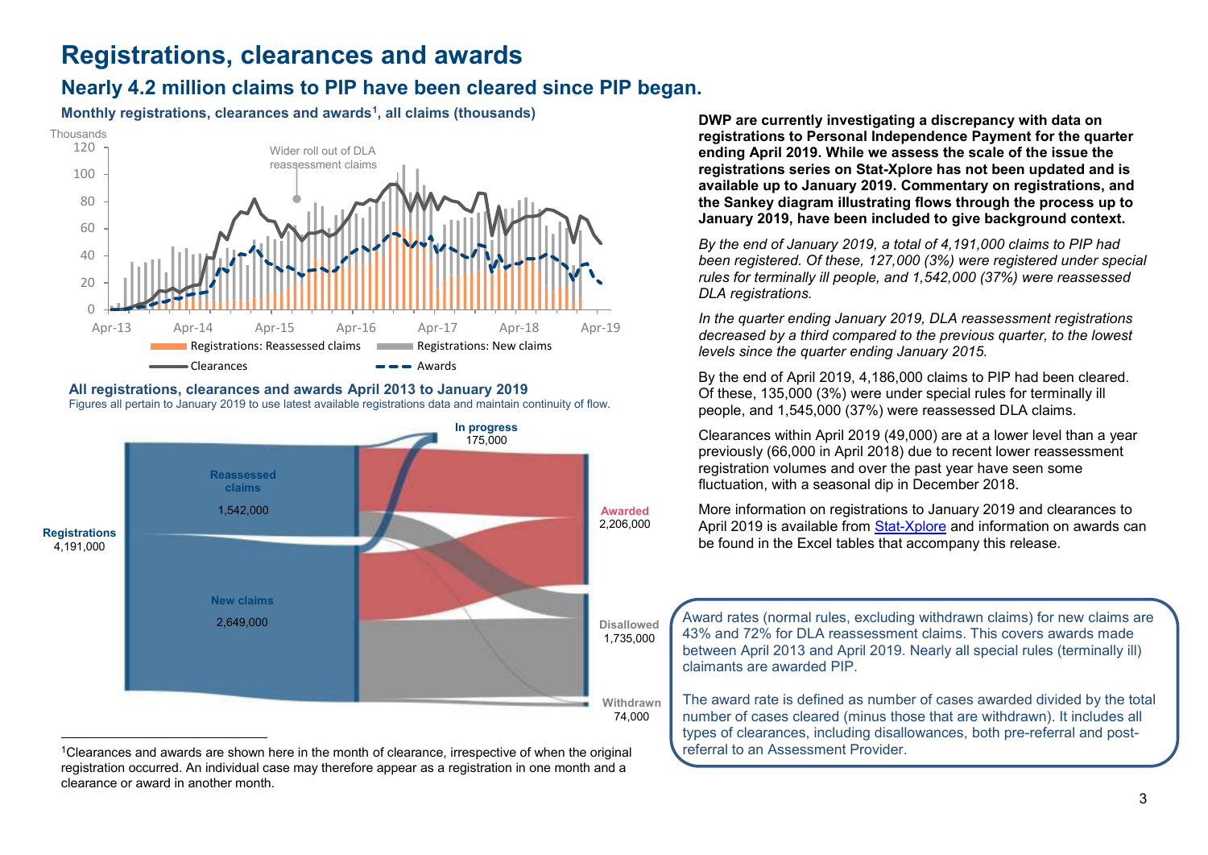# Registrations, clearances and awards

## Nearly 4.2 million claims to PIP have been cleared since PIP began.

**Monthly registrations, clearances and awards[1], all claims (thousands)**

Thousands

Wider roll out of DLA reassessment claims

Registrations: Reassessed claims | Registrations: New claims | Clearances | Awards

**All registrations, clearances and awards April 2013 to January 2019**

Figures all pertain to January 2019 to use latest available registrations data and maintain continuity of flow.

Registrations 4,191,000

Reassessed claims 1,542,000

New claims 2,649,000

In progress 175,000

Awarded 2,206,000

Disallowed 1,735,000

Withdrawn 74,000

[1]Clearances and awards are shown here in the month of clearance, irrespective of when the original registration occurred. An individual case may therefore appear as a registration in one month and a clearance or award in another month.

**DWP are currently investigating a discrepancy with data on registrations to Personal Independence Payment for the quarter ending April 2019. While we assess the scale of the issue the registrations series on Stat-Xplore has not been updated and is available up to January 2019. Commentary on registrations, and the Sankey diagram illustrating flows through the process up to January 2019, have been included to give background context.**

*By the end of January 2019, a total of 4,191,000 claims to PIP had been registered. Of these, 127,000 (3%) were registered under special rules for terminally ill people, and 1,542,000 (37%) were reassessed DLA registrations.*

*In the quarter ending January 2019, DLA reassessment registrations decreased by a third compared to the previous quarter, to the lowest levels since the quarter ending January 2015.*

By the end of April 2019, 4,186,000 claims to PIP had been cleared. Of these, 135,000 (3%) were under special rules for terminally ill people, and 1,545,000 (37%) were reassessed DLA claims.

Clearances within April 2019 (49,000) are at a lower level than a year previously (66,000 in April 2018) due to recent lower reassessment registration volumes and over the past year have seen some fluctuation, with a seasonal dip in December 2018.

More information on registrations to January 2019 and clearances to April 2019 is available from Stat-Xplore and information on awards can be found in the Excel tables that accompany this release.

Award rates (normal rules, excluding withdrawn claims) for new claims are 43% and 72% for DLA reassessment claims. This covers awards made between April 2013 and April 2019. Nearly all special rules (terminally ill) claimants are awarded PIP.

The award rate is defined as number of cases awarded divided by the total number of cases cleared (minus those that are withdrawn). It includes all types of clearances, including disallowances, both pre-referral and post-referral to an Assessment Provider.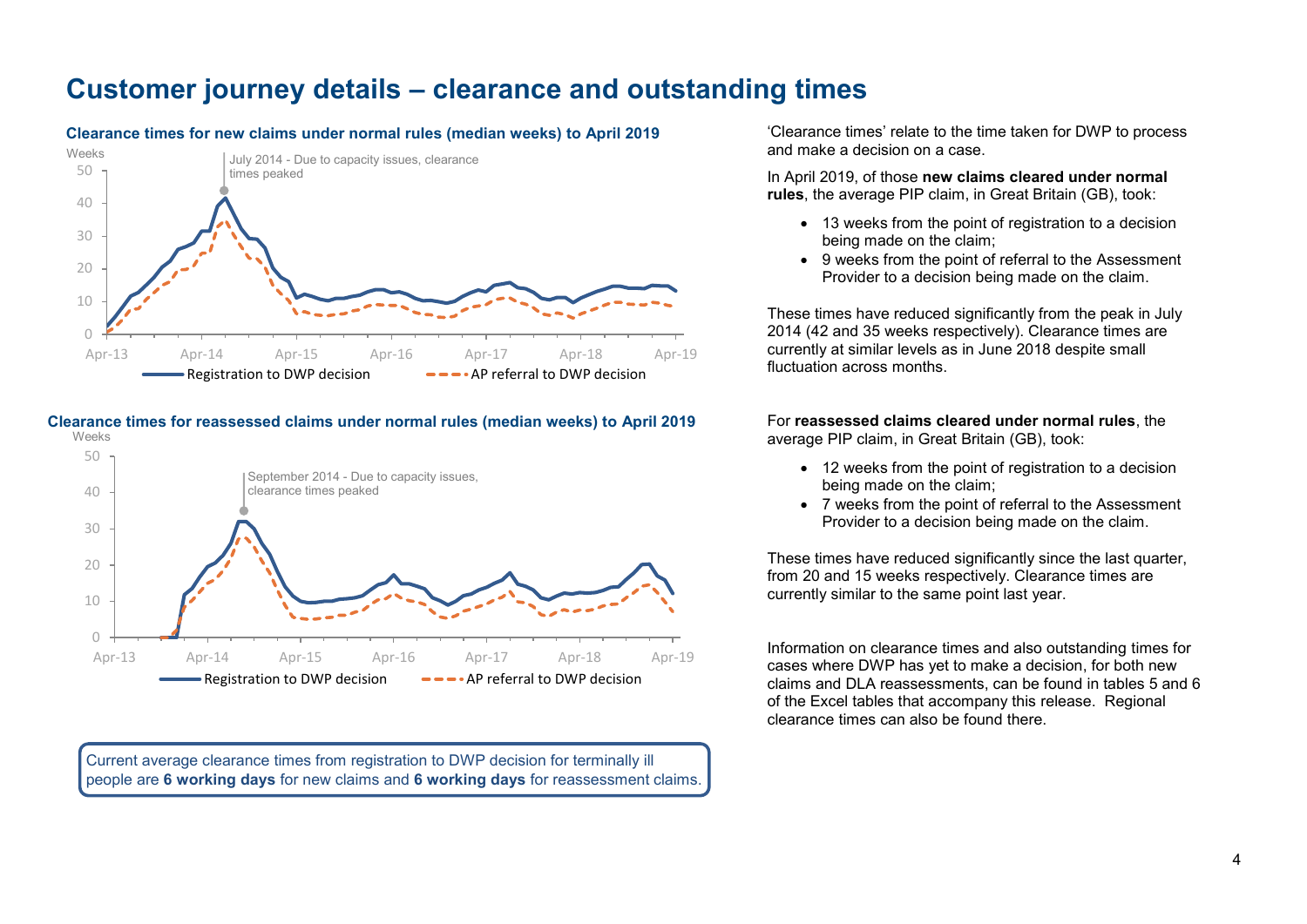# Customer journey details – clearance and outstanding times

**Clearance times for new claims under normal rules (median weeks) to April 2019**

Weeks

July 2014 - Due to capacity issues, clearance times peaked

Registration to DWP decision — AP referral to DWP decision

**Clearance times for reassessed claims under normal rules (median weeks) to April 2019**

Weeks

September 2014 - Due to capacity issues, clearance times peaked

Registration to DWP decision — AP referral to DWP decision

Current average clearance times from registration to DWP decision for terminally ill people are **6 working days** for new claims and **6 working days** for reassessment claims.

'Clearance times' relate to the time taken for DWP to process and make a decision on a case.

In April 2019, of those **new claims cleared under normal rules**, the average PIP claim, in Great Britain (GB), took:

- 13 weeks from the point of registration to a decision being made on the claim;
- 9 weeks from the point of referral to the Assessment Provider to a decision being made on the claim.

These times have reduced significantly from the peak in July 2014 (42 and 35 weeks respectively). Clearance times are currently at similar levels as in June 2018 despite small fluctuation across months.

For **reassessed claims cleared under normal rules**, the average PIP claim, in Great Britain (GB), took:

- 12 weeks from the point of registration to a decision being made on the claim;
- 7 weeks from the point of referral to the Assessment Provider to a decision being made on the claim.

These times have reduced significantly since the last quarter, from 20 and 15 weeks respectively. Clearance times are currently similar to the same point last year.

Information on clearance times and also outstanding times for cases where DWP has yet to make a decision, for both new claims and DLA reassessments, can be found in tables 5 and 6 of the Excel tables that accompany this release. Regional clearance times can also be found there.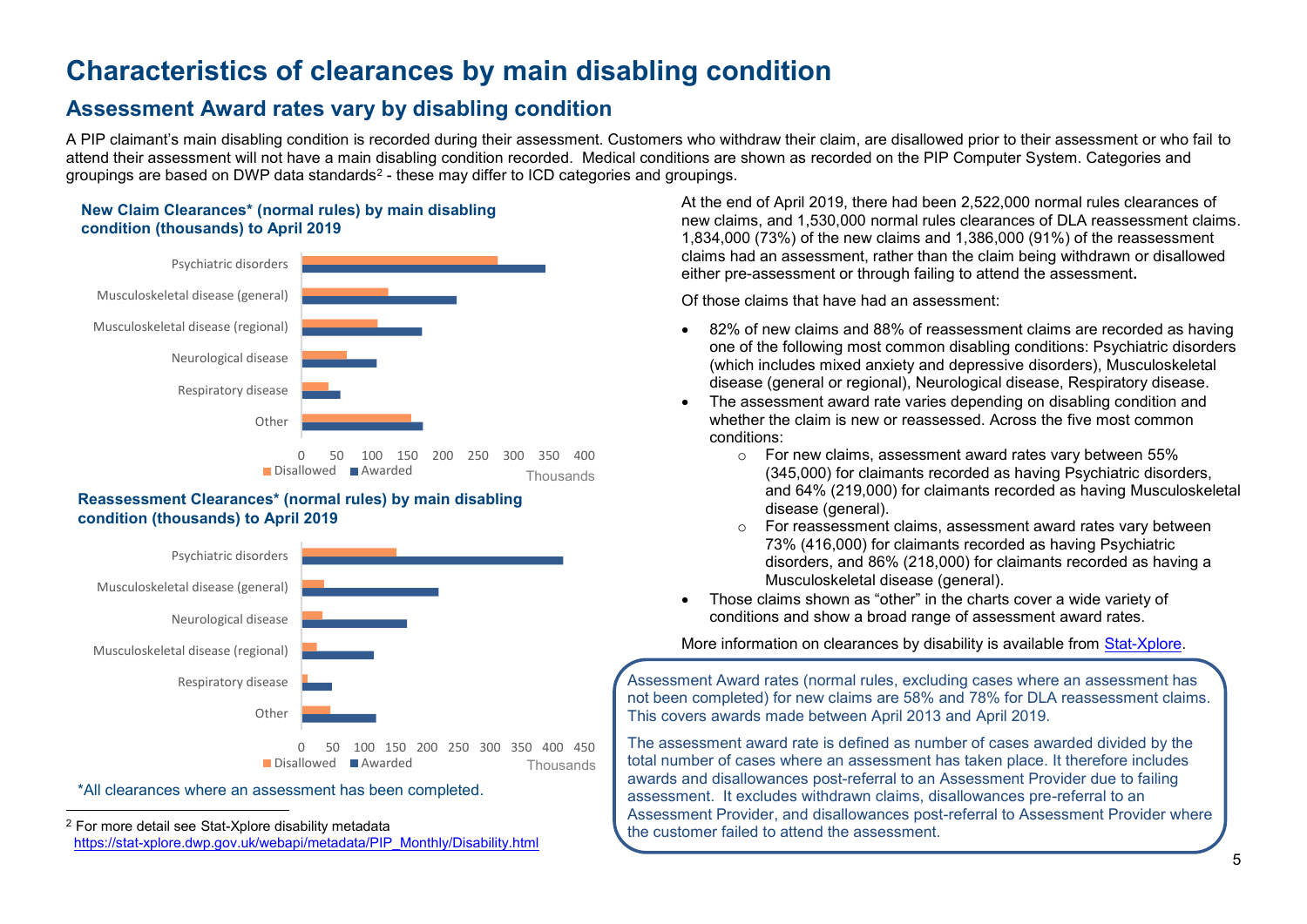# Characteristics of clearances by main disabling condition

## Assessment Award rates vary by disabling condition

A PIP claimant's main disabling condition is recorded during their assessment. Customers who withdraw their claim, are disallowed prior to their assessment or who fail to attend their assessment will not have a main disabling condition recorded. Medical conditions are shown as recorded on the PIP Computer System. Categories and groupings are based on DWP data standards[2] - these may differ to ICD categories and groupings.

**New Claim Clearances* (normal rules) by main disabling condition (thousands) to April 2019**

Psychiatric disorders
Musculoskeletal disease (general)
Musculoskeletal disease (regional)
Neurological disease
Respiratory disease
Other

0 50 100 150 200 250 300 350 400
Thousands
Disallowed Awarded

**Reassessment Clearances* (normal rules) by main disabling condition (thousands) to April 2019**

Psychiatric disorders
Musculoskeletal disease (general)
Neurological disease
Musculoskeletal disease (regional)
Respiratory disease
Other

0 50 100 150 200 250 300 350 400 450
Thousands
Disallowed Awarded

*All clearances where an assessment has been completed.

At the end of April 2019, there had been 2,522,000 normal rules clearances of new claims, and 1,530,000 normal rules clearances of DLA reassessment claims. 1,834,000 (73%) of the new claims and 1,386,000 (91%) of the reassessment claims had an assessment, rather than the claim being withdrawn or disallowed either pre-assessment or through failing to attend the assessment**.**

Of those claims that have had an assessment:

- 82% of new claims and 88% of reassessment claims are recorded as having one of the following most common disabling conditions: Psychiatric disorders (which includes mixed anxiety and depressive disorders), Musculoskeletal disease (general or regional), Neurological disease, Respiratory disease.
- The assessment award rate varies depending on disabling condition and whether the claim is new or reassessed. Across the five most common conditions:
  - For new claims, assessment award rates vary between 55% (345,000) for claimants recorded as having Psychiatric disorders, and 64% (219,000) for claimants recorded as having Musculoskeletal disease (general).
  - For reassessment claims, assessment award rates vary between 73% (416,000) for claimants recorded as having Psychiatric disorders, and 86% (218,000) for claimants recorded as having a Musculoskeletal disease (general).
- Those claims shown as "other" in the charts cover a wide variety of conditions and show a broad range of assessment award rates.

More information on clearances by disability is available from [Stat-Xplore](Stat-Xplore).

Assessment Award rates (normal rules, excluding cases where an assessment has not been completed) for new claims are 58% and 78% for DLA reassessment claims. This covers awards made between April 2013 and April 2019.

The assessment award rate is defined as number of cases awarded divided by the total number of cases where an assessment has taken place. It therefore includes awards and disallowances post-referral to an Assessment Provider due to failing assessment. It excludes withdrawn claims, disallowances pre-referral to an Assessment Provider, and disallowances post-referral to Assessment Provider where the customer failed to attend the assessment.

---

[2] For more detail see Stat-Xplore disability metadata https://stat-xplore.dwp.gov.uk/webapi/metadata/PIP_Monthly/Disability.html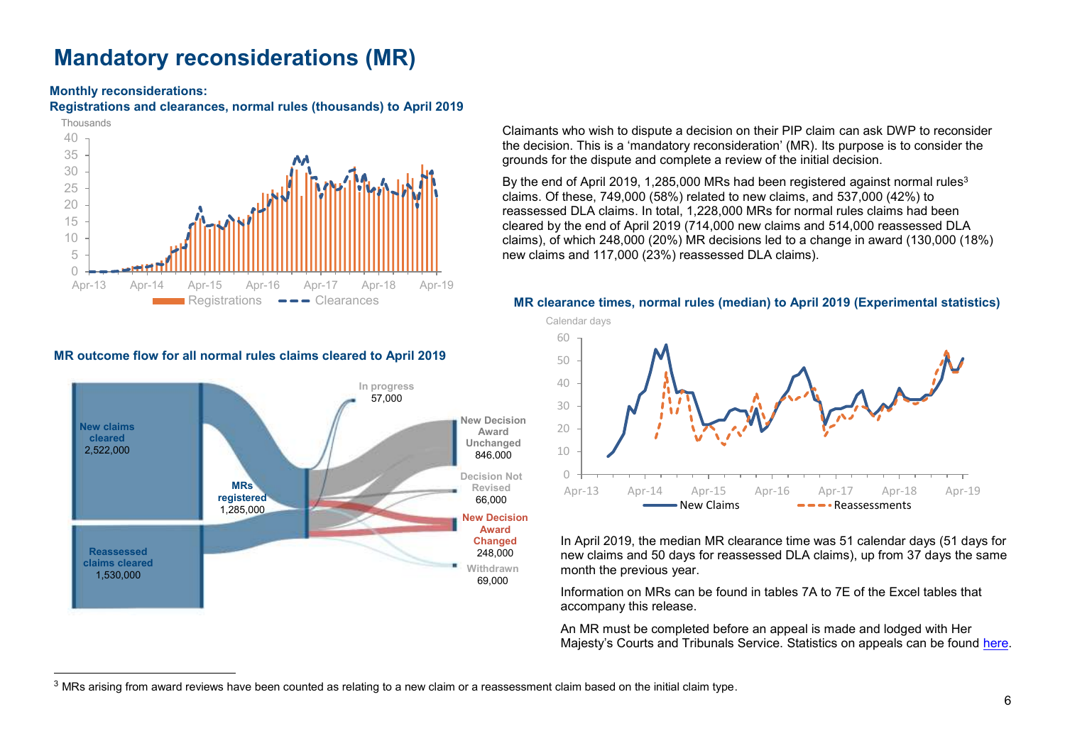# Mandatory reconsiderations (MR)

**Monthly reconsiderations:**
**Registrations and clearances, normal rules (thousands) to April 2019**

Claimants who wish to dispute a decision on their PIP claim can ask DWP to reconsider the decision. This is a 'mandatory reconsideration' (MR). Its purpose is to consider the grounds for the dispute and complete a review of the initial decision.

By the end of April 2019, 1,285,000 MRs had been registered against normal rules[3] claims. Of these, 749,000 (58%) related to new claims, and 537,000 (42%) to reassessed DLA claims. In total, 1,228,000 MRs for normal rules claims had been cleared by the end of April 2019 (714,000 new claims and 514,000 reassessed DLA claims), of which 248,000 (20%) MR decisions led to a change in award (130,000 (18%) new claims and 117,000 (23%) reassessed DLA claims).

**MR outcome flow for all normal rules claims cleared to April 2019**

**MR clearance times, normal rules (median) to April 2019 (Experimental statistics)**

In April 2019, the median MR clearance time was 51 calendar days (51 days for new claims and 50 days for reassessed DLA claims), up from 37 days the same month the previous year.

Information on MRs can be found in tables 7A to 7E of the Excel tables that accompany this release.

An MR must be completed before an appeal is made and lodged with Her Majesty's Courts and Tribunals Service. Statistics on appeals can be found here.

---

[3] MRs arising from award reviews have been counted as relating to a new claim or a reassessment claim based on the initial claim type.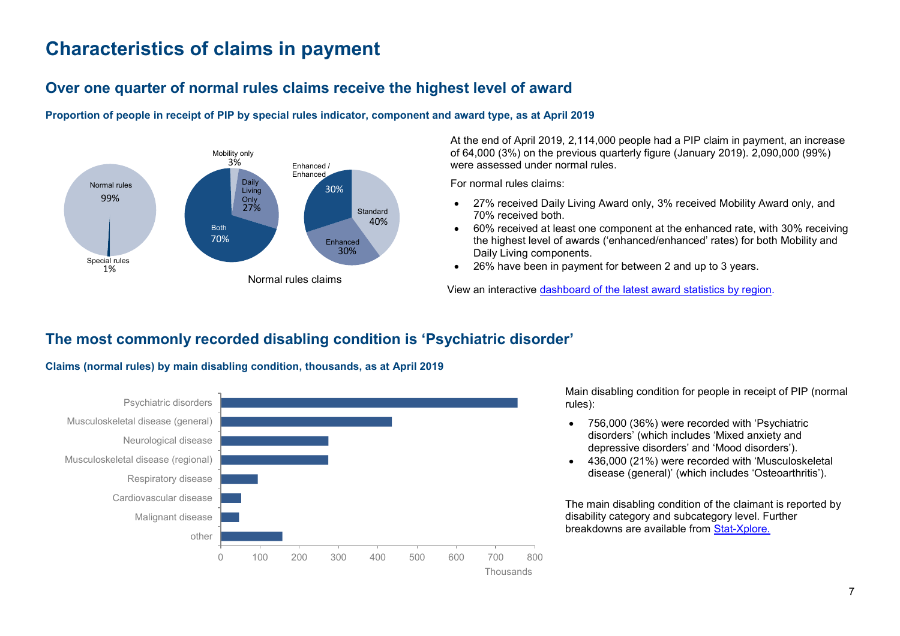# Characteristics of claims in payment

## Over one quarter of normal rules claims receive the highest level of award

**Proportion of people in receipt of PIP by special rules indicator, component and award type, as at April 2019**

Normal rules 99%
Special rules 1%

Mobility only 3%
Daily Living Only 27%
Both 70%

Enhanced / Enhanced 30%
Standard 40%
Enhanced 30%

Normal rules claims

At the end of April 2019, 2,114,000 people had a PIP claim in payment, an increase of 64,000 (3%) on the previous quarterly figure (January 2019). 2,090,000 (99%) were assessed under normal rules.

For normal rules claims:

- 27% received Daily Living Award only, 3% received Mobility Award only, and 70% received both.
- 60% received at least one component at the enhanced rate, with 30% receiving the highest level of awards ('enhanced/enhanced' rates) for both Mobility and Daily Living components.
- 26% have been in payment for between 2 and up to 3 years.

View an interactive dashboard of the latest award statistics by region.

## The most commonly recorded disabling condition is 'Psychiatric disorder'

**Claims (normal rules) by main disabling condition, thousands, as at April 2019**

Psychiatric disorders
Musculoskeletal disease (general)
Neurological disease
Musculoskeletal disease (regional)
Respiratory disease
Cardiovascular disease
Malignant disease
other

0 100 200 300 400 500 600 700 800
Thousands

Main disabling condition for people in receipt of PIP (normal rules):

- 756,000 (36%) were recorded with 'Psychiatric disorders' (which includes 'Mixed anxiety and depressive disorders' and 'Mood disorders').
- 436,000 (21%) were recorded with 'Musculoskeletal disease (general)' (which includes 'Osteoarthritis').

The main disabling condition of the claimant is reported by disability category and subcategory level. Further breakdowns are available from Stat-Xplore.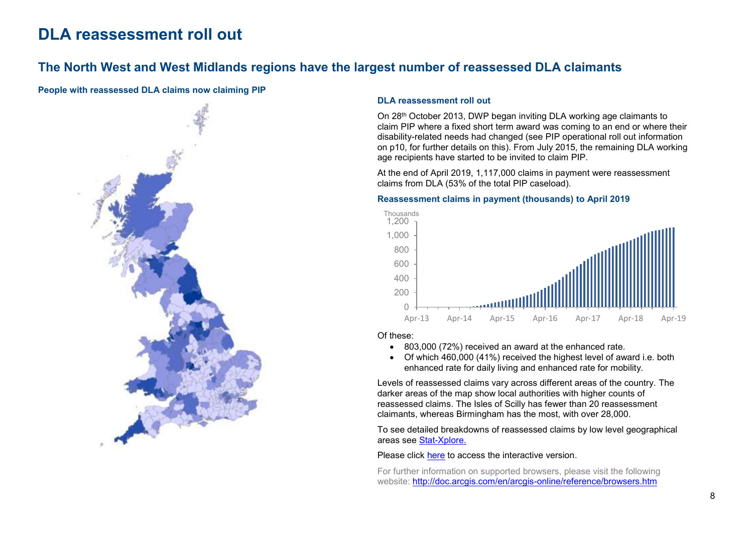# DLA reassessment roll out

## The North West and West Midlands regions have the largest number of reassessed DLA claimants

**People with reassessed DLA claims now claiming PIP**

**DLA reassessment roll out**

On 28th October 2013, DWP began inviting DLA working age claimants to claim PIP where a fixed short term award was coming to an end or where their disability-related needs had changed (see PIP operational roll out information on p10, for further details on this). From July 2015, the remaining DLA working age recipients have started to be invited to claim PIP.

At the end of April 2019, 1,117,000 claims in payment were reassessment claims from DLA (53% of the total PIP caseload).

**Reassessment claims in payment (thousands) to April 2019**

Of these:

- 803,000 (72%) received an award at the enhanced rate.
- Of which 460,000 (41%) received the highest level of award i.e. both enhanced rate for daily living and enhanced rate for mobility.

Levels of reassessed claims vary across different areas of the country. The darker areas of the map show local authorities with higher counts of reassessed claims. The Isles of Scilly has fewer than 20 reassessment claimants, whereas Birmingham has the most, with over 28,000.

To see detailed breakdowns of reassessed claims by low level geographical areas see [Stat-Xplore.]()

Please click [here]() to access the interactive version.

For further information on supported browsers, please visit the following website: [http://doc.arcgis.com/en/arcgis-online/reference/browsers.htm](http://doc.arcgis.com/en/arcgis-online/reference/browsers.htm)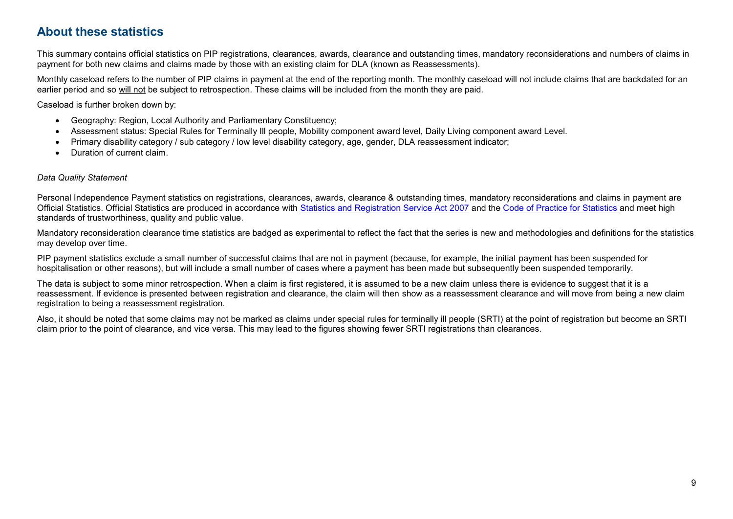## About these statistics

This summary contains official statistics on PIP registrations, clearances, awards, clearance and outstanding times, mandatory reconsiderations and numbers of claims in payment for both new claims and claims made by those with an existing claim for DLA (known as Reassessments).

Monthly caseload refers to the number of PIP claims in payment at the end of the reporting month. The monthly caseload will not include claims that are backdated for an earlier period and so will not be subject to retrospection. These claims will be included from the month they are paid.

Caseload is further broken down by:

- Geography: Region, Local Authority and Parliamentary Constituency;
- Assessment status: Special Rules for Terminally Ill people, Mobility component award level, Daily Living component award Level.
- Primary disability category / sub category / low level disability category, age, gender, DLA reassessment indicator;
- Duration of current claim.

*Data Quality Statement*

Personal Independence Payment statistics on registrations, clearances, awards, clearance & outstanding times, mandatory reconsiderations and claims in payment are Official Statistics. Official Statistics are produced in accordance with Statistics and Registration Service Act 2007 and the Code of Practice for Statistics and meet high standards of trustworthiness, quality and public value.

Mandatory reconsideration clearance time statistics are badged as experimental to reflect the fact that the series is new and methodologies and definitions for the statistics may develop over time.

PIP payment statistics exclude a small number of successful claims that are not in payment (because, for example, the initial payment has been suspended for hospitalisation or other reasons), but will include a small number of cases where a payment has been made but subsequently been suspended temporarily.

The data is subject to some minor retrospection. When a claim is first registered, it is assumed to be a new claim unless there is evidence to suggest that it is a reassessment. If evidence is presented between registration and clearance, the claim will then show as a reassessment clearance and will move from being a new claim registration to being a reassessment registration.

Also, it should be noted that some claims may not be marked as claims under special rules for terminally ill people (SRTI) at the point of registration but become an SRTI claim prior to the point of clearance, and vice versa. This may lead to the figures showing fewer SRTI registrations than clearances.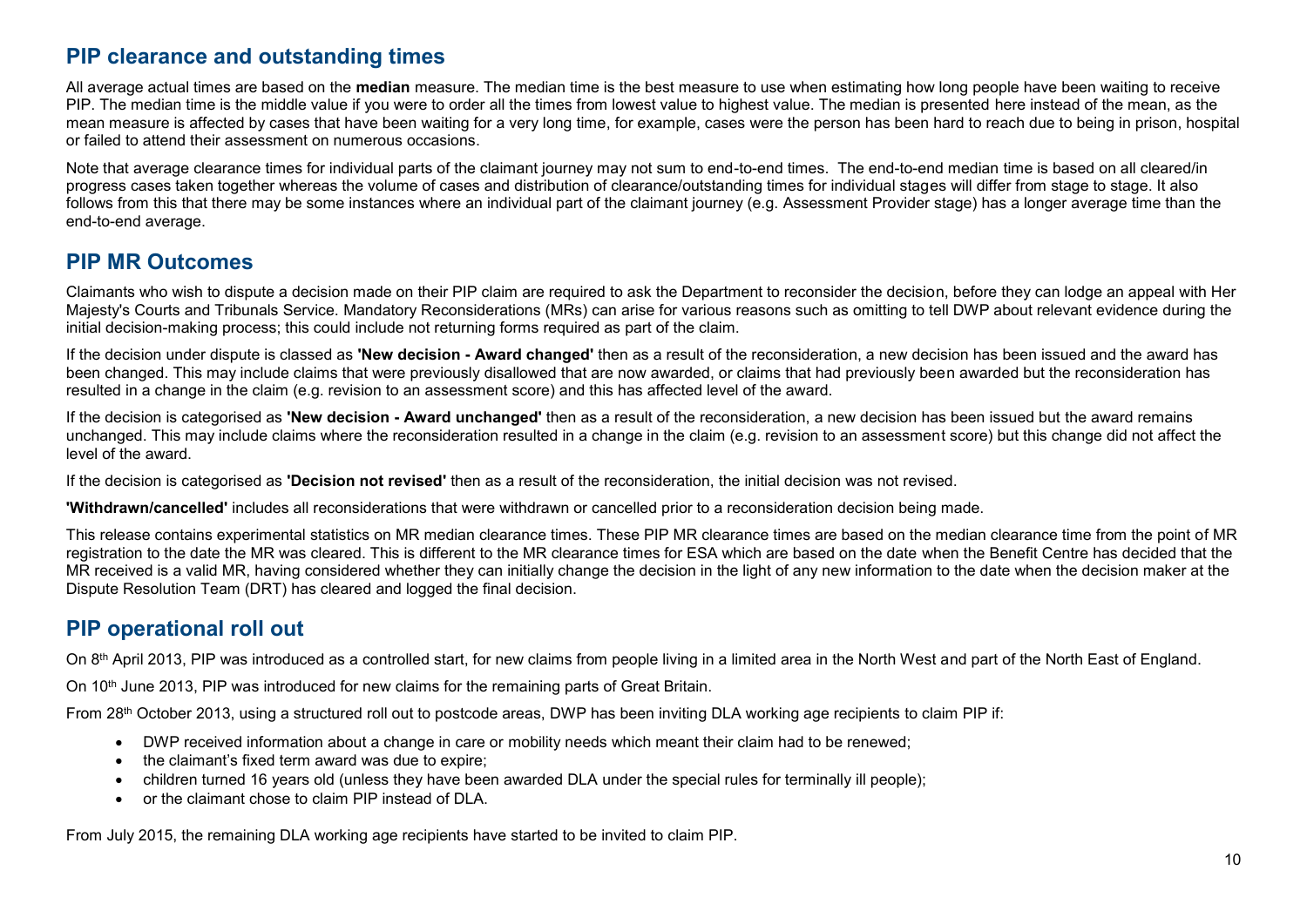## PIP clearance and outstanding times

All average actual times are based on the **median** measure. The median time is the best measure to use when estimating how long people have been waiting to receive PIP. The median time is the middle value if you were to order all the times from lowest value to highest value. The median is presented here instead of the mean, as the mean measure is affected by cases that have been waiting for a very long time, for example, cases were the person has been hard to reach due to being in prison, hospital or failed to attend their assessment on numerous occasions.

Note that average clearance times for individual parts of the claimant journey may not sum to end-to-end times. The end-to-end median time is based on all cleared/in progress cases taken together whereas the volume of cases and distribution of clearance/outstanding times for individual stages will differ from stage to stage. It also follows from this that there may be some instances where an individual part of the claimant journey (e.g. Assessment Provider stage) has a longer average time than the end-to-end average.

## PIP MR Outcomes

Claimants who wish to dispute a decision made on their PIP claim are required to ask the Department to reconsider the decision, before they can lodge an appeal with Her Majesty's Courts and Tribunals Service. Mandatory Reconsiderations (MRs) can arise for various reasons such as omitting to tell DWP about relevant evidence during the initial decision-making process; this could include not returning forms required as part of the claim.

If the decision under dispute is classed as **'New decision - Award changed'** then as a result of the reconsideration, a new decision has been issued and the award has been changed. This may include claims that were previously disallowed that are now awarded, or claims that had previously been awarded but the reconsideration has resulted in a change in the claim (e.g. revision to an assessment score) and this has affected level of the award.

If the decision is categorised as **'New decision - Award unchanged'** then as a result of the reconsideration, a new decision has been issued but the award remains unchanged. This may include claims where the reconsideration resulted in a change in the claim (e.g. revision to an assessment score) but this change did not affect the level of the award.

If the decision is categorised as **'Decision not revised'** then as a result of the reconsideration, the initial decision was not revised.

**'Withdrawn/cancelled'** includes all reconsiderations that were withdrawn or cancelled prior to a reconsideration decision being made.

This release contains experimental statistics on MR median clearance times. These PIP MR clearance times are based on the median clearance time from the point of MR registration to the date the MR was cleared. This is different to the MR clearance times for ESA which are based on the date when the Benefit Centre has decided that the MR received is a valid MR, having considered whether they can initially change the decision in the light of any new information to the date when the decision maker at the Dispute Resolution Team (DRT) has cleared and logged the final decision.

## PIP operational roll out

On 8th April 2013, PIP was introduced as a controlled start, for new claims from people living in a limited area in the North West and part of the North East of England.

On 10th June 2013, PIP was introduced for new claims for the remaining parts of Great Britain.

From 28th October 2013, using a structured roll out to postcode areas, DWP has been inviting DLA working age recipients to claim PIP if:

- DWP received information about a change in care or mobility needs which meant their claim had to be renewed;
- the claimant's fixed term award was due to expire;
- children turned 16 years old (unless they have been awarded DLA under the special rules for terminally ill people);
- or the claimant chose to claim PIP instead of DLA.

From July 2015, the remaining DLA working age recipients have started to be invited to claim PIP.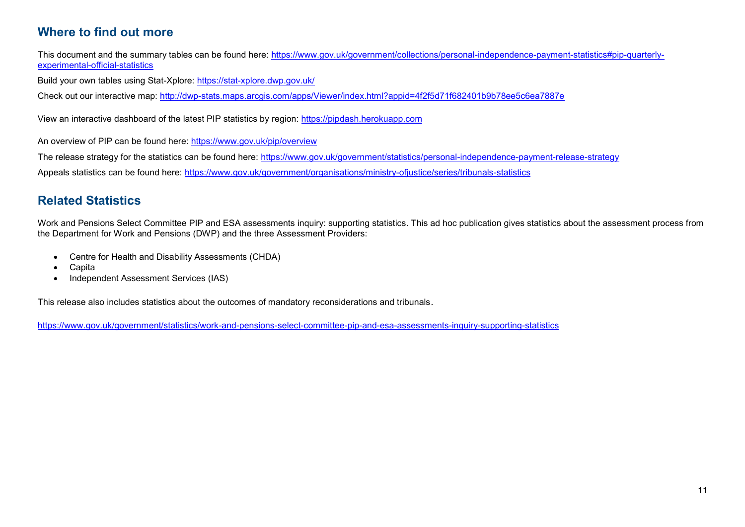## Where to find out more

This document and the summary tables can be found here: https://www.gov.uk/government/collections/personal-independence-payment-statistics#pip-quarterly-experimental-official-statistics

Build your own tables using Stat-Xplore: https://stat-xplore.dwp.gov.uk/

Check out our interactive map: http://dwp-stats.maps.arcgis.com/apps/Viewer/index.html?appid=4f2f5d71f682401b9b78ee5c6ea7887e

View an interactive dashboard of the latest PIP statistics by region: https://pipdash.herokuapp.com

An overview of PIP can be found here: https://www.gov.uk/pip/overview

The release strategy for the statistics can be found here: https://www.gov.uk/government/statistics/personal-independence-payment-release-strategy

Appeals statistics can be found here: https://www.gov.uk/government/organisations/ministry-ofjustice/series/tribunals-statistics

## Related Statistics

Work and Pensions Select Committee PIP and ESA assessments inquiry: supporting statistics. This ad hoc publication gives statistics about the assessment process from the Department for Work and Pensions (DWP) and the three Assessment Providers:

- Centre for Health and Disability Assessments (CHDA)
- Capita
- Independent Assessment Services (IAS)

This release also includes statistics about the outcomes of mandatory reconsiderations and tribunals.

https://www.gov.uk/government/statistics/work-and-pensions-select-committee-pip-and-esa-assessments-inquiry-supporting-statistics